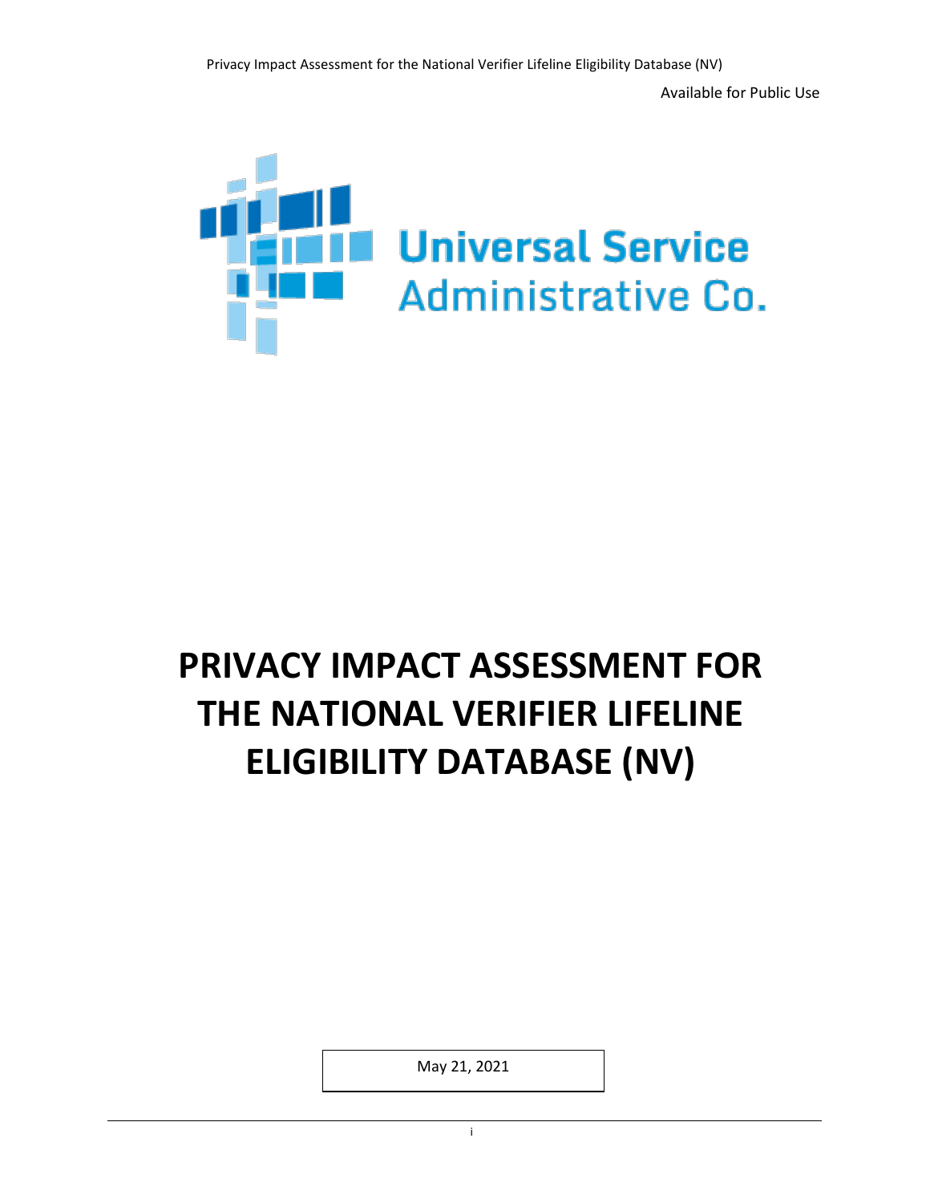Available for Public Use

Universal Service Administrative Co.

# PRIVACY IMPACT ASSESSMENT FOR THE NATIONAL VERIFIER LIFELINE ELIGIBILITY DATABASE (NV)

May 21, 2021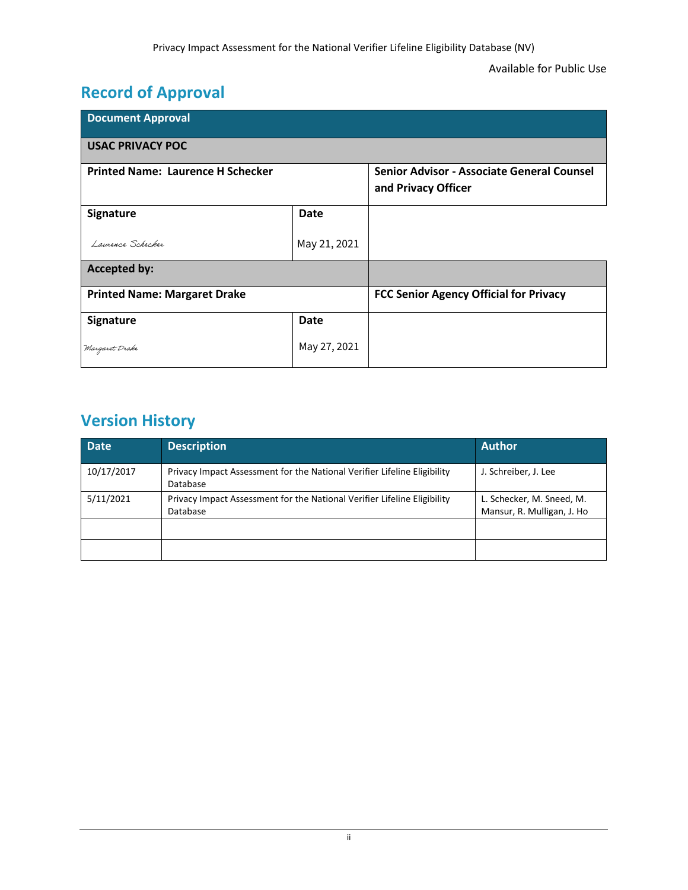Available for Public Use

## Record of Approval

| Document Approval | | |
|---|---|---|
| **USAC PRIVACY POC** | | |
| **Printed Name: Laurence H Schecker** | | **Senior Advisor - Associate General Counsel and Privacy Officer** |
| **Signature** | **Date** | |
| Laurence Schecker | May 21, 2021 | |
| **Accepted by:** | | |
| **Printed Name: Margaret Drake** | | **FCC Senior Agency Official for Privacy** |
| **Signature** | **Date** | |
| Margaret Drake | May 27, 2021 | |

## Version History

| Date | Description | Author |
|---|---|---|
| 10/17/2017 | Privacy Impact Assessment for the National Verifier Lifeline Eligibility Database | J. Schreiber, J. Lee |
| 5/11/2021 | Privacy Impact Assessment for the National Verifier Lifeline Eligibility Database | L. Schecker, M. Sneed, M. Mansur, R. Mulligan, J. Ho |
| | | |
| | | |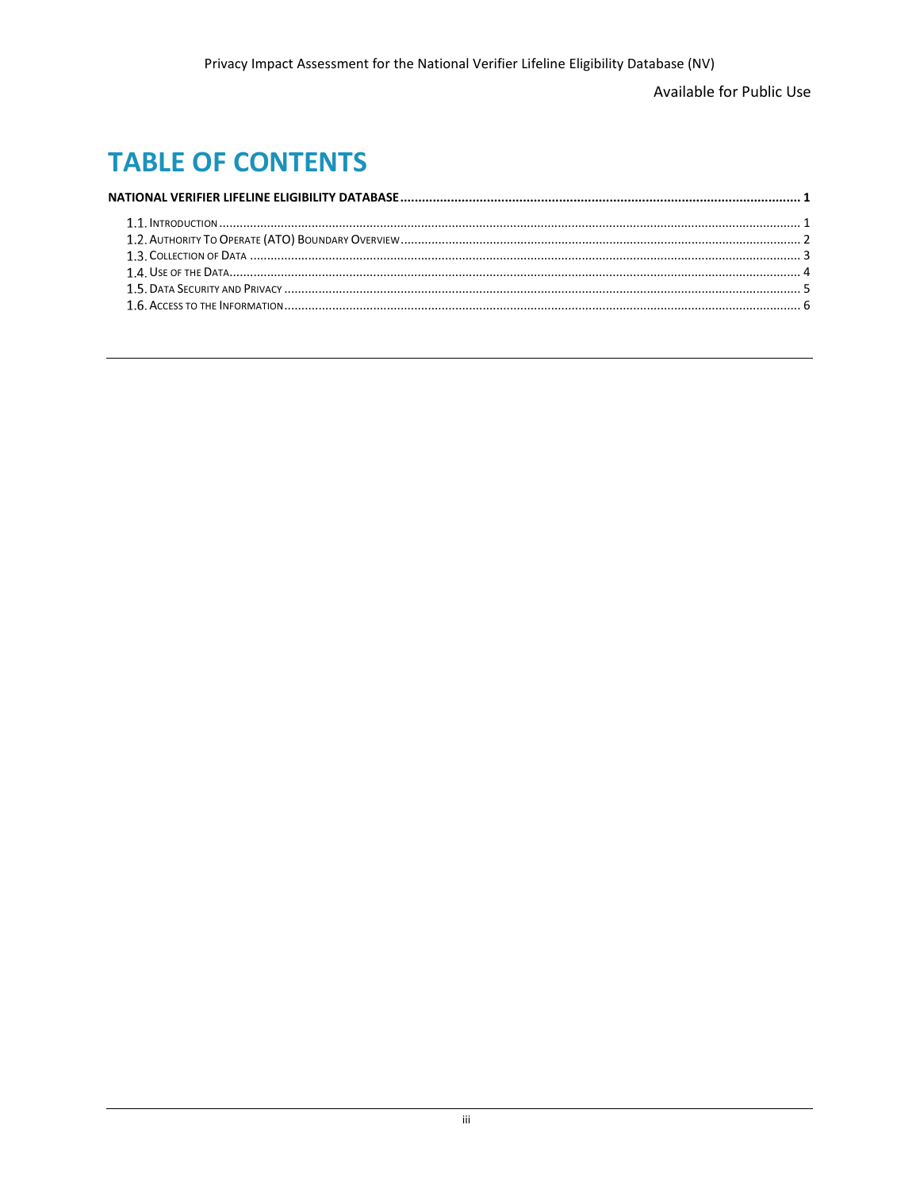# TABLE OF CONTENTS

**NATIONAL VERIFIER LIFELINE ELIGIBILITY DATABASE** .......... **1**

- 1.1. Introduction .......... 1
- 1.2. Authority To Operate (ATO) Boundary Overview .......... 2
- 1.3. Collection of Data .......... 3
- 1.4. Use of the Data .......... 4
- 1.5. Data Security and Privacy .......... 5
- 1.6. Access to the Information .......... 6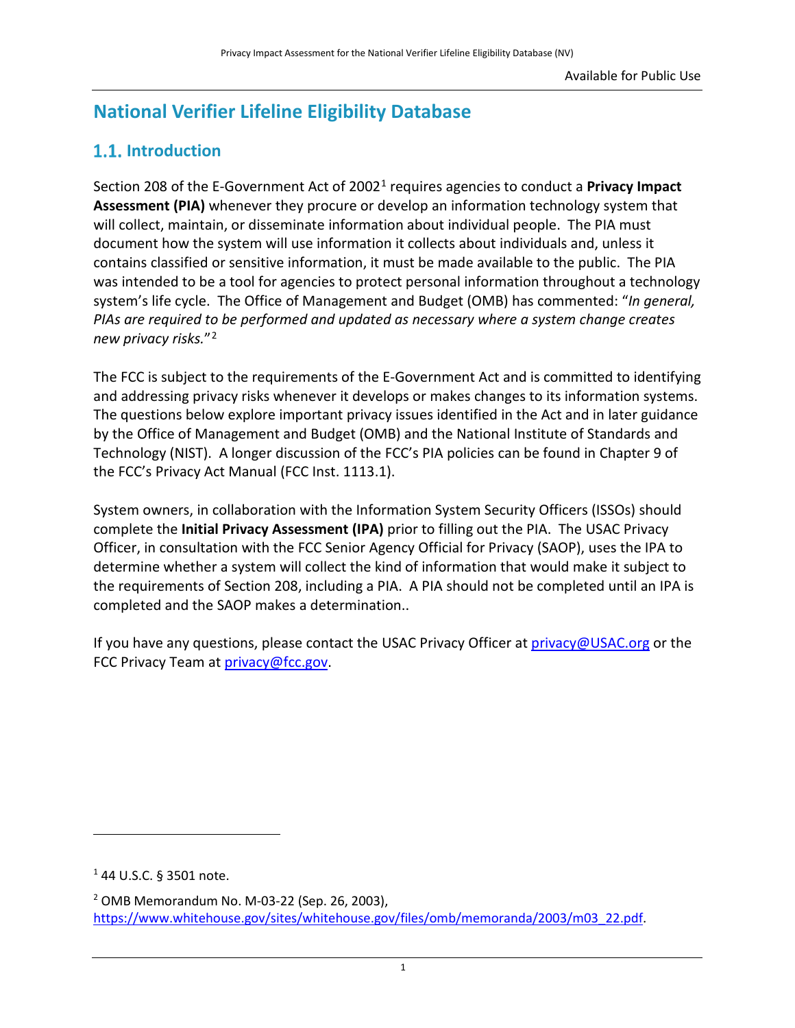# National Verifier Lifeline Eligibility Database

## 1.1. Introduction

Section 208 of the E-Government Act of 2002[1] requires agencies to conduct a **Privacy Impact Assessment (PIA)** whenever they procure or develop an information technology system that will collect, maintain, or disseminate information about individual people. The PIA must document how the system will use information it collects about individuals and, unless it contains classified or sensitive information, it must be made available to the public. The PIA was intended to be a tool for agencies to protect personal information throughout a technology system's life cycle. The Office of Management and Budget (OMB) has commented: "*In general, PIAs are required to be performed and updated as necessary where a system change creates new privacy risks.*"[2]

The FCC is subject to the requirements of the E-Government Act and is committed to identifying and addressing privacy risks whenever it develops or makes changes to its information systems. The questions below explore important privacy issues identified in the Act and in later guidance by the Office of Management and Budget (OMB) and the National Institute of Standards and Technology (NIST). A longer discussion of the FCC's PIA policies can be found in Chapter 9 of the FCC's Privacy Act Manual (FCC Inst. 1113.1).

System owners, in collaboration with the Information System Security Officers (ISSOs) should complete the **Initial Privacy Assessment (IPA)** prior to filling out the PIA. The USAC Privacy Officer, in consultation with the FCC Senior Agency Official for Privacy (SAOP), uses the IPA to determine whether a system will collect the kind of information that would make it subject to the requirements of Section 208, including a PIA. A PIA should not be completed until an IPA is completed and the SAOP makes a determination..

If you have any questions, please contact the USAC Privacy Officer at privacy@USAC.org or the FCC Privacy Team at privacy@fcc.gov.

---

[1] 44 U.S.C. § 3501 note.

[2] OMB Memorandum No. M-03-22 (Sep. 26, 2003), https://www.whitehouse.gov/sites/whitehouse.gov/files/omb/memoranda/2003/m03_22.pdf.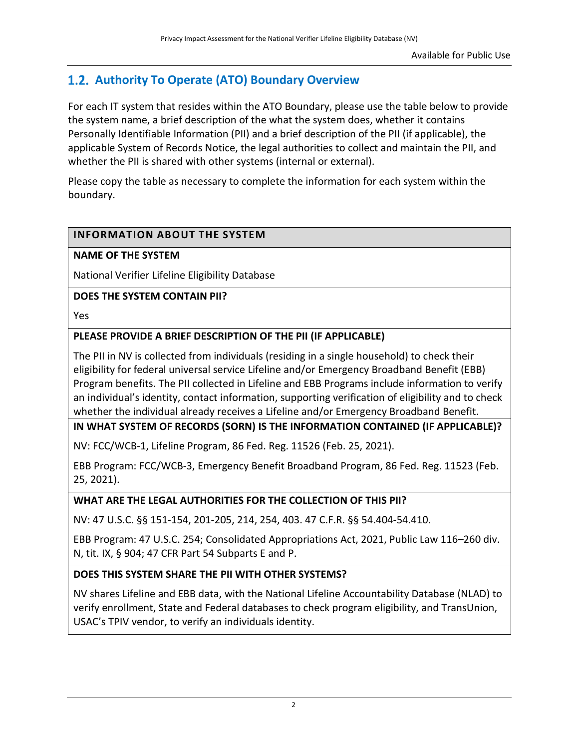## 1.2. Authority To Operate (ATO) Boundary Overview

For each IT system that resides within the ATO Boundary, please use the table below to provide the system name, a brief description of the what the system does, whether it contains Personally Identifiable Information (PII) and a brief description of the PII (if applicable), the applicable System of Records Notice, the legal authorities to collect and maintain the PII, and whether the PII is shared with other systems (internal or external).

Please copy the table as necessary to complete the information for each system within the boundary.

| INFORMATION ABOUT THE SYSTEM |
| --- |
| **NAME OF THE SYSTEM**<br>National Verifier Lifeline Eligibility Database |
| **DOES THE SYSTEM CONTAIN PII?**<br>Yes |
| **PLEASE PROVIDE A BRIEF DESCRIPTION OF THE PII (IF APPLICABLE)**<br>The PII in NV is collected from individuals (residing in a single household) to check their eligibility for federal universal service Lifeline and/or Emergency Broadband Benefit (EBB) Program benefits. The PII collected in Lifeline and EBB Programs include information to verify an individual's identity, contact information, supporting verification of eligibility and to check whether the individual already receives a Lifeline and/or Emergency Broadband Benefit. |
| **IN WHAT SYSTEM OF RECORDS (SORN) IS THE INFORMATION CONTAINED (IF APPLICABLE)?**<br>NV: FCC/WCB-1, Lifeline Program, 86 Fed. Reg. 11526 (Feb. 25, 2021).<br>EBB Program: FCC/WCB-3, Emergency Benefit Broadband Program, 86 Fed. Reg. 11523 (Feb. 25, 2021). |
| **WHAT ARE THE LEGAL AUTHORITIES FOR THE COLLECTION OF THIS PII?**<br>NV: 47 U.S.C. §§ 151-154, 201-205, 214, 254, 403. 47 C.F.R. §§ 54.404-54.410.<br>EBB Program: 47 U.S.C. 254; Consolidated Appropriations Act, 2021, Public Law 116–260 div. N, tit. IX, § 904; 47 CFR Part 54 Subparts E and P. |
| **DOES THIS SYSTEM SHARE THE PII WITH OTHER SYSTEMS?**<br>NV shares Lifeline and EBB data, with the National Lifeline Accountability Database (NLAD) to verify enrollment, State and Federal databases to check program eligibility, and TransUnion, USAC's TPIV vendor, to verify an individuals identity. |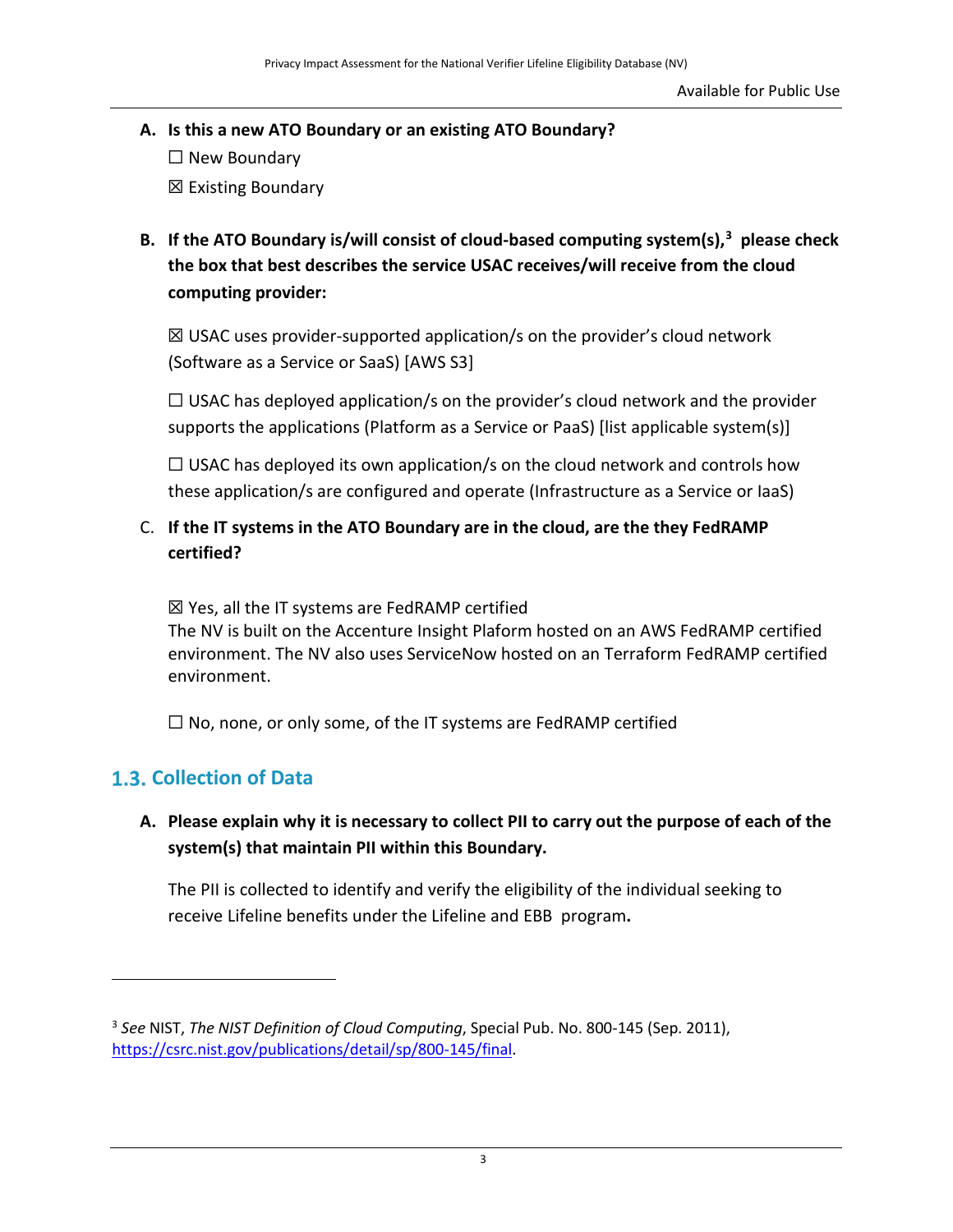**A. Is this a new ATO Boundary or an existing ATO Boundary?**

☐ New Boundary

☒ Existing Boundary

**B. If the ATO Boundary is/will consist of cloud-based computing system(s),[3] please check the box that best describes the service USAC receives/will receive from the cloud computing provider:**

☒ USAC uses provider-supported application/s on the provider's cloud network (Software as a Service or SaaS) [AWS S3]

☐ USAC has deployed application/s on the provider's cloud network and the provider supports the applications (Platform as a Service or PaaS) [list applicable system(s)]

☐ USAC has deployed its own application/s on the cloud network and controls how these application/s are configured and operate (Infrastructure as a Service or IaaS)

C. **If the IT systems in the ATO Boundary are in the cloud, are the they FedRAMP certified?**

☒ Yes, all the IT systems are FedRAMP certified
The NV is built on the Accenture Insight Plaform hosted on an AWS FedRAMP certified environment. The NV also uses ServiceNow hosted on an Terraform FedRAMP certified environment.

☐ No, none, or only some, of the IT systems are FedRAMP certified

## 1.3. Collection of Data

**A. Please explain why it is necessary to collect PII to carry out the purpose of each of the system(s) that maintain PII within this Boundary.**

The PII is collected to identify and verify the eligibility of the individual seeking to receive Lifeline benefits under the Lifeline and EBB program**.**

---

[3] *See* NIST, *The NIST Definition of Cloud Computing*, Special Pub. No. 800-145 (Sep. 2011), https://csrc.nist.gov/publications/detail/sp/800-145/final.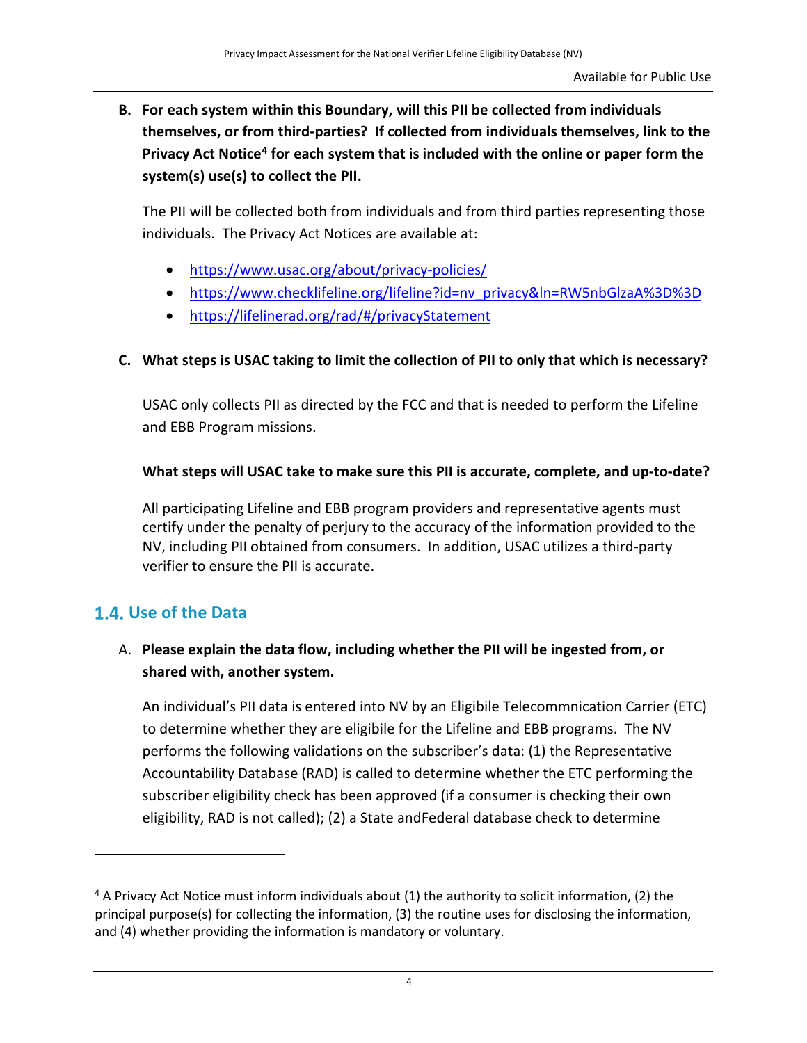**B. For each system within this Boundary, will this PII be collected from individuals themselves, or from third-parties? If collected from individuals themselves, link to the Privacy Act Notice[4] for each system that is included with the online or paper form the system(s) use(s) to collect the PII.**

The PII will be collected both from individuals and from third parties representing those individuals. The Privacy Act Notices are available at:

- https://www.usac.org/about/privacy-policies/
- https://www.checklifeline.org/lifeline?id=nv_privacy&ln=RW5nbGlzaA%3D%3D
- https://lifelinerad.org/rad/#/privacyStatement

**C. What steps is USAC taking to limit the collection of PII to only that which is necessary?**

USAC only collects PII as directed by the FCC and that is needed to perform the Lifeline and EBB Program missions.

**What steps will USAC take to make sure this PII is accurate, complete, and up-to-date?**

All participating Lifeline and EBB program providers and representative agents must certify under the penalty of perjury to the accuracy of the information provided to the NV, including PII obtained from consumers. In addition, USAC utilizes a third-party verifier to ensure the PII is accurate.

## 1.4. Use of the Data

A. **Please explain the data flow, including whether the PII will be ingested from, or shared with, another system.**

An individual's PII data is entered into NV by an Eigibile Telecommnication Carrier (ETC) to determine whether they are eligibile for the Lifeline and EBB programs. The NV performs the following validations on the subscriber's data: (1) the Representative Accountability Database (RAD) is called to determine whether the ETC performing the subscriber eligibility check has been approved (if a consumer is checking their own eligibility, RAD is not called); (2) a State andFederal database check to determine

---

[4] A Privacy Act Notice must inform individuals about (1) the authority to solicit information, (2) the principal purpose(s) for collecting the information, (3) the routine uses for disclosing the information, and (4) whether providing the information is mandatory or voluntary.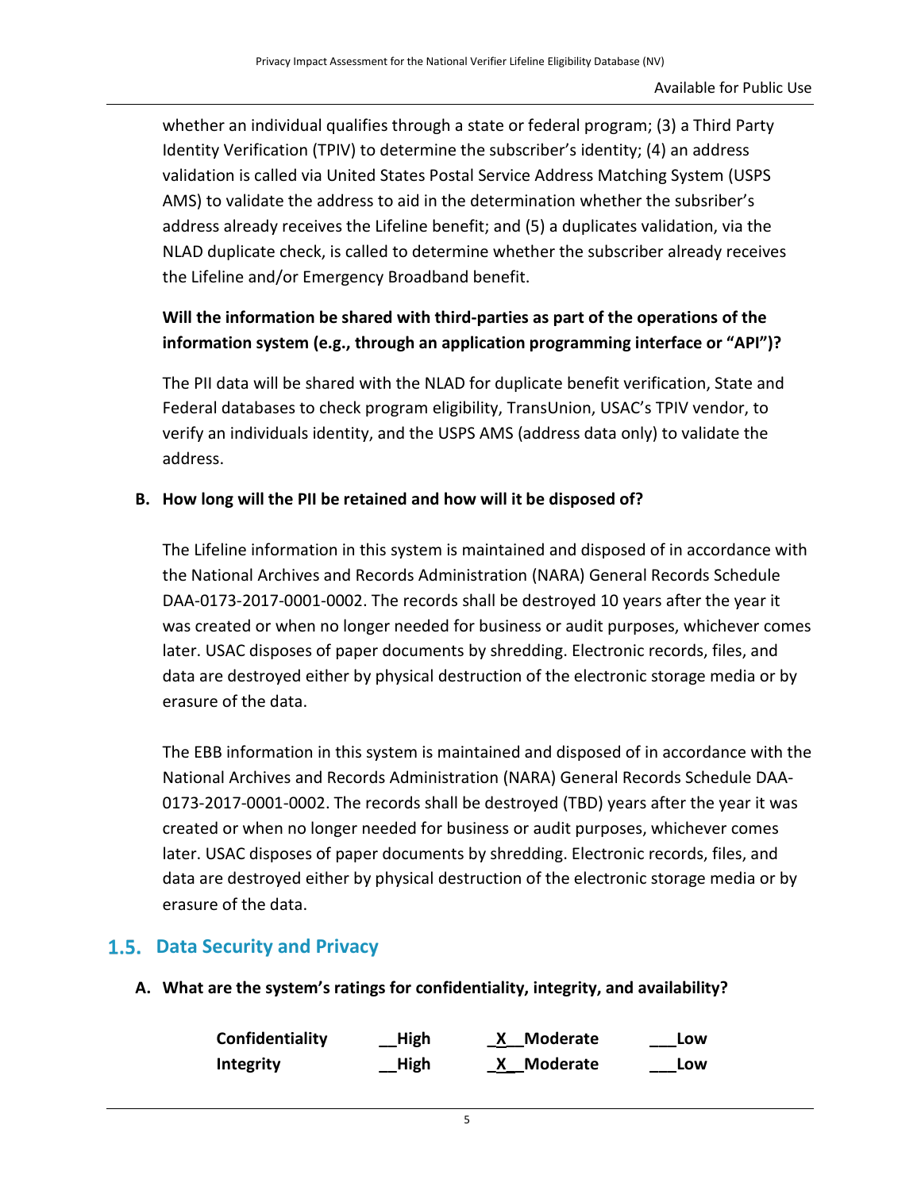whether an individual qualifies through a state or federal program; (3) a Third Party Identity Verification (TPIV) to determine the subscriber's identity; (4) an address validation is called via United States Postal Service Address Matching System (USPS AMS) to validate the address to aid in the determination whether the subsriber's address already receives the Lifeline benefit; and (5) a duplicates validation, via the NLAD duplicate check, is called to determine whether the subscriber already receives the Lifeline and/or Emergency Broadband benefit.

**Will the information be shared with third-parties as part of the operations of the information system (e.g., through an application programming interface or "API")?**

The PII data will be shared with the NLAD for duplicate benefit verification, State and Federal databases to check program eligibility, TransUnion, USAC's TPIV vendor, to verify an individuals identity, and the USPS AMS (address data only) to validate the address.

**B. How long will the PII be retained and how will it be disposed of?**

The Lifeline information in this system is maintained and disposed of in accordance with the National Archives and Records Administration (NARA) General Records Schedule DAA-0173-2017-0001-0002. The records shall be destroyed 10 years after the year it was created or when no longer needed for business or audit purposes, whichever comes later. USAC disposes of paper documents by shredding. Electronic records, files, and data are destroyed either by physical destruction of the electronic storage media or by erasure of the data.

The EBB information in this system is maintained and disposed of in accordance with the National Archives and Records Administration (NARA) General Records Schedule DAA-0173-2017-0001-0002. The records shall be destroyed (TBD) years after the year it was created or when no longer needed for business or audit purposes, whichever comes later. USAC disposes of paper documents by shredding. Electronic records, files, and data are destroyed either by physical destruction of the electronic storage media or by erasure of the data.

## 1.5. Data Security and Privacy

**A. What are the system's ratings for confidentiality, integrity, and availability?**

| | | | |
|---|---|---|---|
| **Confidentiality** | __High | _X__Moderate | ___Low |
| **Integrity** | __High | _X__Moderate | ___Low |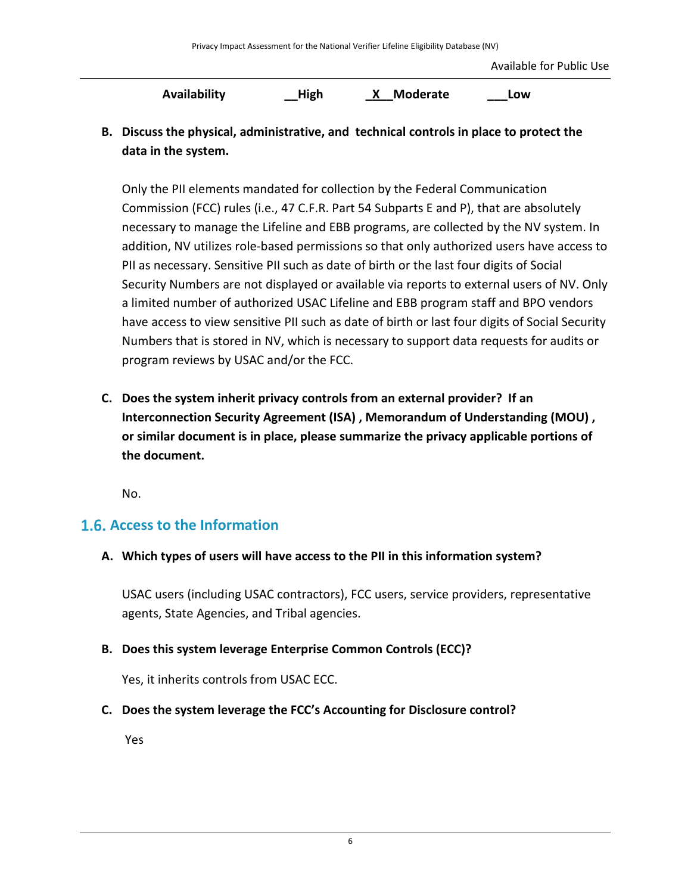**Availability** __High _X__Moderate ___Low

**B. Discuss the physical, administrative, and technical controls in place to protect the data in the system.**

Only the PII elements mandated for collection by the Federal Communication Commission (FCC) rules (i.e., 47 C.F.R. Part 54 Subparts E and P), that are absolutely necessary to manage the Lifeline and EBB programs, are collected by the NV system. In addition, NV utilizes role-based permissions so that only authorized users have access to PII as necessary. Sensitive PII such as date of birth or the last four digits of Social Security Numbers are not displayed or available via reports to external users of NV. Only a limited number of authorized USAC Lifeline and EBB program staff and BPO vendors have access to view sensitive PII such as date of birth or last four digits of Social Security Numbers that is stored in NV, which is necessary to support data requests for audits or program reviews by USAC and/or the FCC.

**C. Does the system inherit privacy controls from an external provider? If an Interconnection Security Agreement (ISA) , Memorandum of Understanding (MOU) , or similar document is in place, please summarize the privacy applicable portions of the document.**

No.

## 1.6. Access to the Information

**A. Which types of users will have access to the PII in this information system?**

USAC users (including USAC contractors), FCC users, service providers, representative agents, State Agencies, and Tribal agencies.

**B. Does this system leverage Enterprise Common Controls (ECC)?**

Yes, it inherits controls from USAC ECC.

**C. Does the system leverage the FCC's Accounting for Disclosure control?**

Yes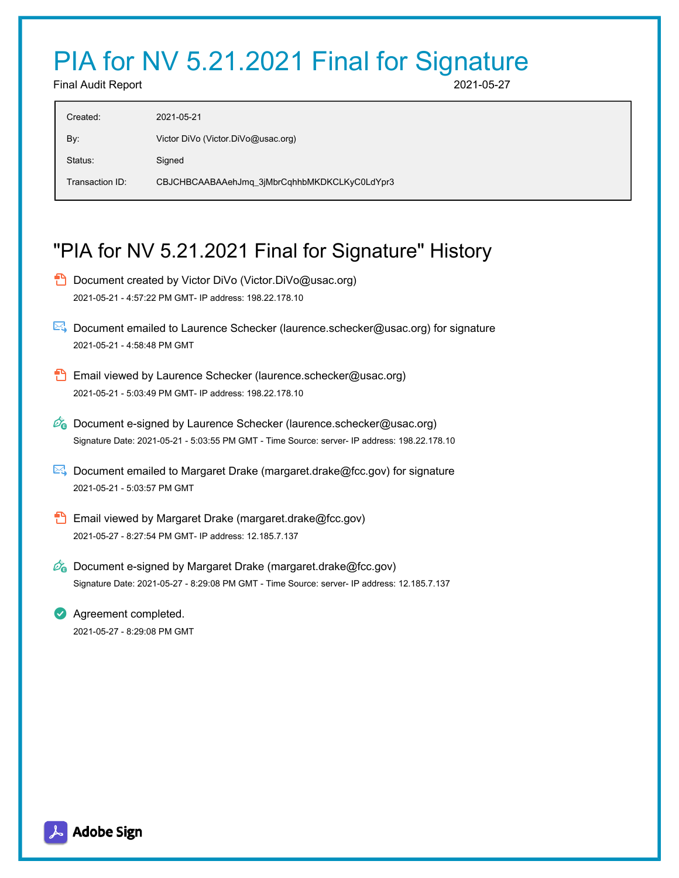# PIA for NV 5.21.2021 Final for Signature

Final Audit Report 2021-05-27

| | |
|---|---|
| Created: | 2021-05-21 |
| By: | Victor DiVo (Victor.DiVo@usac.org) |
| Status: | Signed |
| Transaction ID: | CBJCHBCAABAAehJmq_3jMbrCqhhbMKDKCLKyC0LdYpr3 |

## "PIA for NV 5.21.2021 Final for Signature" History

- Document created by Victor DiVo (Victor.DiVo@usac.org)
  2021-05-21 - 4:57:22 PM GMT- IP address: 198.22.178.10

- Document emailed to Laurence Schecker (laurence.schecker@usac.org) for signature
  2021-05-21 - 4:58:48 PM GMT

- Email viewed by Laurence Schecker (laurence.schecker@usac.org)
  2021-05-21 - 5:03:49 PM GMT- IP address: 198.22.178.10

- Document e-signed by Laurence Schecker (laurence.schecker@usac.org)
  Signature Date: 2021-05-21 - 5:03:55 PM GMT - Time Source: server- IP address: 198.22.178.10

- Document emailed to Margaret Drake (margaret.drake@fcc.gov) for signature
  2021-05-21 - 5:03:57 PM GMT

- Email viewed by Margaret Drake (margaret.drake@fcc.gov)
  2021-05-27 - 8:27:54 PM GMT- IP address: 12.185.7.137

- Document e-signed by Margaret Drake (margaret.drake@fcc.gov)
  Signature Date: 2021-05-27 - 8:29:08 PM GMT - Time Source: server- IP address: 12.185.7.137

- Agreement completed.
  2021-05-27 - 8:29:08 PM GMT

Adobe Sign